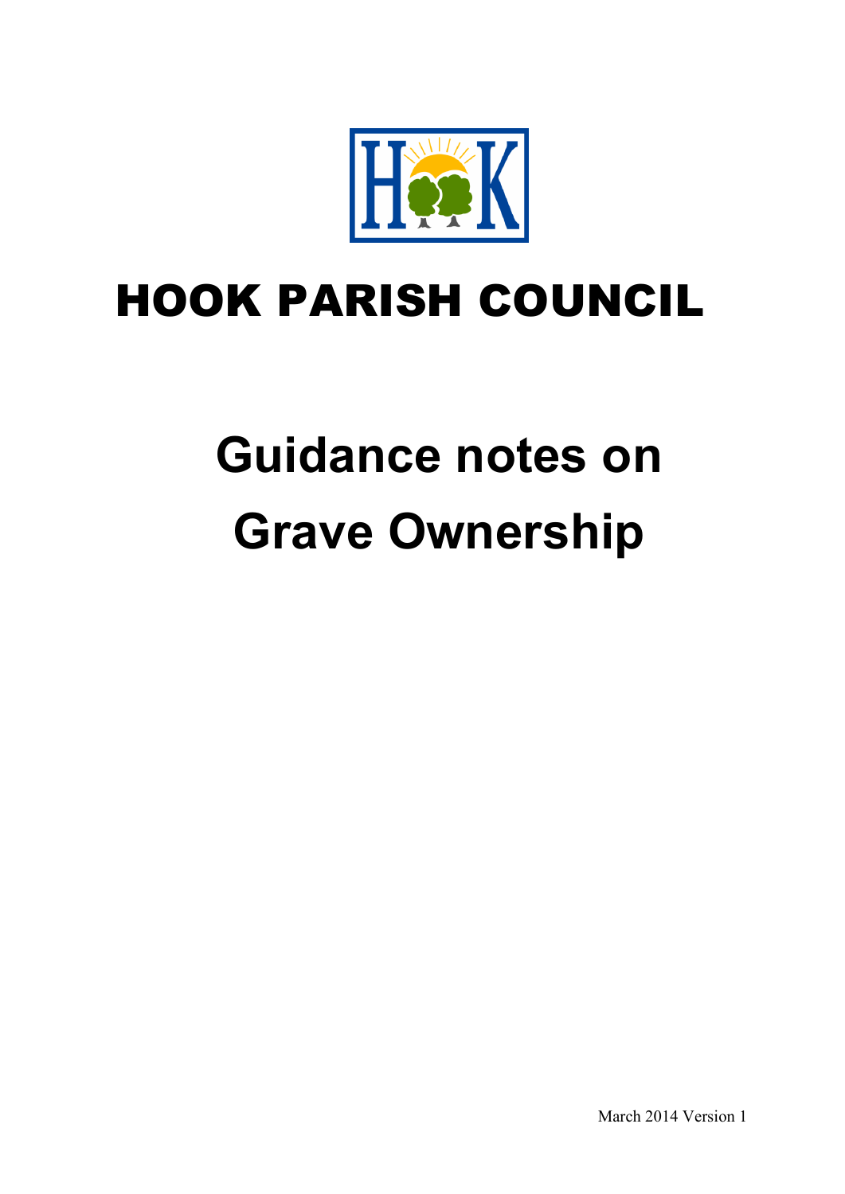# HOOK PARISH COUNCIL

# Guidance notes on Grave Ownership

March 2014 Version 1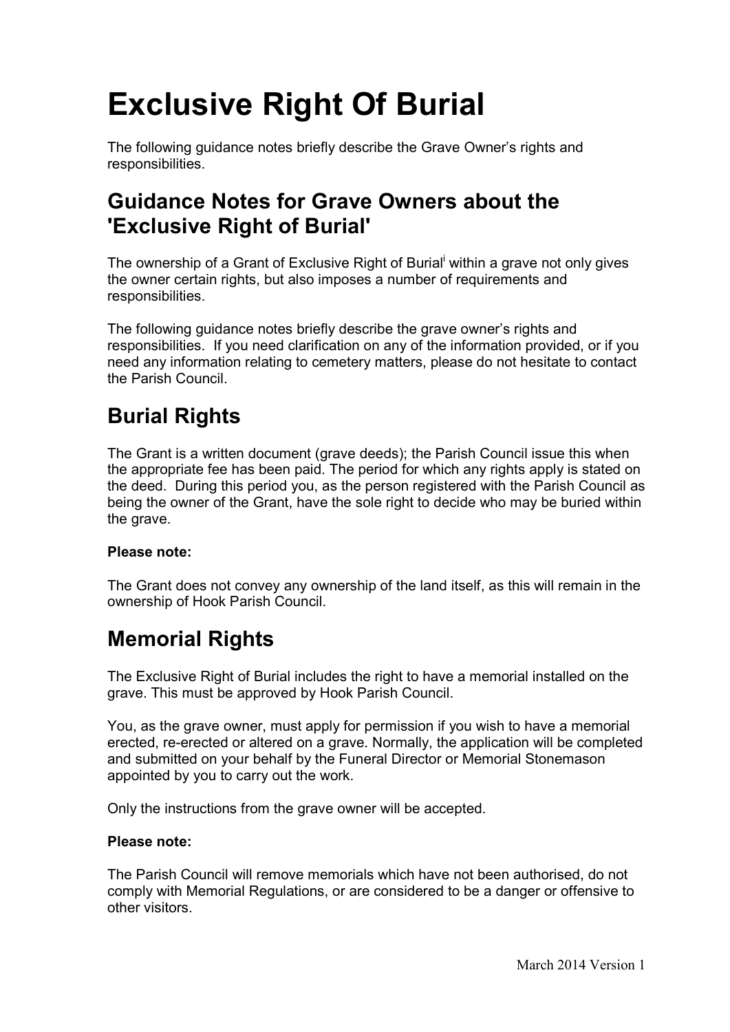# Exclusive Right Of Burial

The following guidance notes briefly describe the Grave Owner's rights and responsibilities.

## Guidance Notes for Grave Owners about the 'Exclusive Right of Burial'

The ownership of a Grant of Exclusive Right of Burial[i] within a grave not only gives the owner certain rights, but also imposes a number of requirements and responsibilities.

The following guidance notes briefly describe the grave owner's rights and responsibilities. If you need clarification on any of the information provided, or if you need any information relating to cemetery matters, please do not hesitate to contact the Parish Council.

## Burial Rights

The Grant is a written document (grave deeds); the Parish Council issue this when the appropriate fee has been paid. The period for which any rights apply is stated on the deed. During this period you, as the person registered with the Parish Council as being the owner of the Grant, have the sole right to decide who may be buried within the grave.

**Please note:**

The Grant does not convey any ownership of the land itself, as this will remain in the ownership of Hook Parish Council.

## Memorial Rights

The Exclusive Right of Burial includes the right to have a memorial installed on the grave. This must be approved by Hook Parish Council.

You, as the grave owner, must apply for permission if you wish to have a memorial erected, re-erected or altered on a grave. Normally, the application will be completed and submitted on your behalf by the Funeral Director or Memorial Stonemason appointed by you to carry out the work.

Only the instructions from the grave owner will be accepted.

**Please note:**

The Parish Council will remove memorials which have not been authorised, do not comply with Memorial Regulations, or are considered to be a danger or offensive to other visitors.

March 2014 Version 1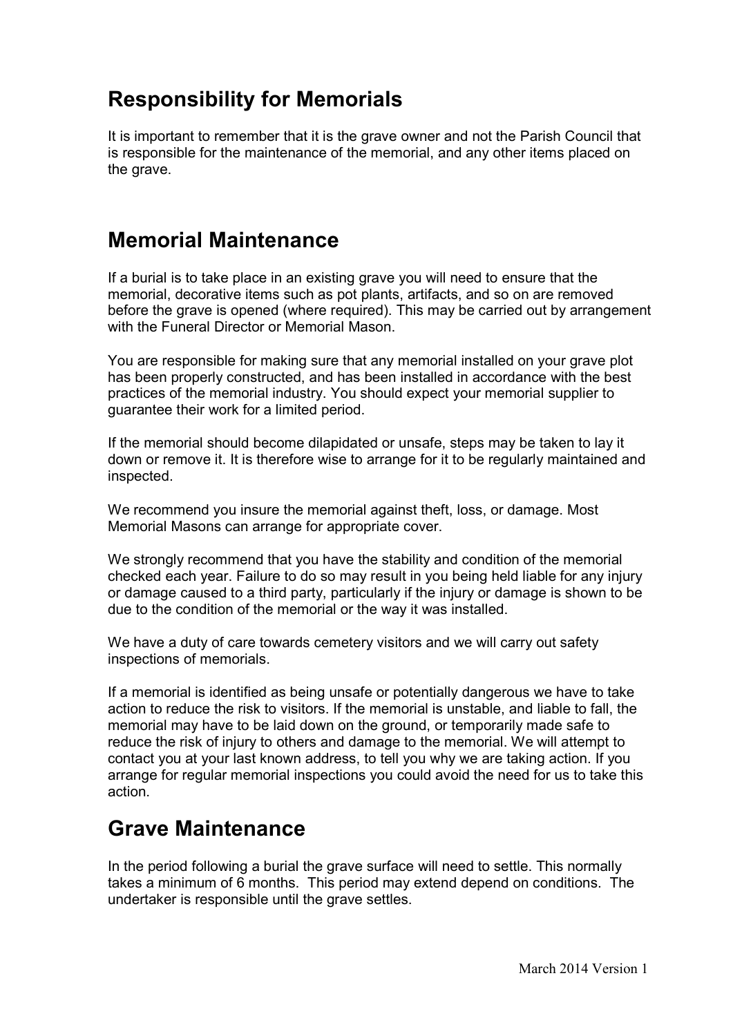## Responsibility for Memorials

It is important to remember that it is the grave owner and not the Parish Council that is responsible for the maintenance of the memorial, and any other items placed on the grave.

## Memorial Maintenance

If a burial is to take place in an existing grave you will need to ensure that the memorial, decorative items such as pot plants, artifacts, and so on are removed before the grave is opened (where required). This may be carried out by arrangement with the Funeral Director or Memorial Mason.

You are responsible for making sure that any memorial installed on your grave plot has been properly constructed, and has been installed in accordance with the best practices of the memorial industry. You should expect your memorial supplier to guarantee their work for a limited period.

If the memorial should become dilapidated or unsafe, steps may be taken to lay it down or remove it. It is therefore wise to arrange for it to be regularly maintained and inspected.

We recommend you insure the memorial against theft, loss, or damage. Most Memorial Masons can arrange for appropriate cover.

We strongly recommend that you have the stability and condition of the memorial checked each year. Failure to do so may result in you being held liable for any injury or damage caused to a third party, particularly if the injury or damage is shown to be due to the condition of the memorial or the way it was installed.

We have a duty of care towards cemetery visitors and we will carry out safety inspections of memorials.

If a memorial is identified as being unsafe or potentially dangerous we have to take action to reduce the risk to visitors. If the memorial is unstable, and liable to fall, the memorial may have to be laid down on the ground, or temporarily made safe to reduce the risk of injury to others and damage to the memorial. We will attempt to contact you at your last known address, to tell you why we are taking action. If you arrange for regular memorial inspections you could avoid the need for us to take this action.

## Grave Maintenance

In the period following a burial the grave surface will need to settle. This normally takes a minimum of 6 months. This period may extend depend on conditions. The undertaker is responsible until the grave settles.

March 2014 Version 1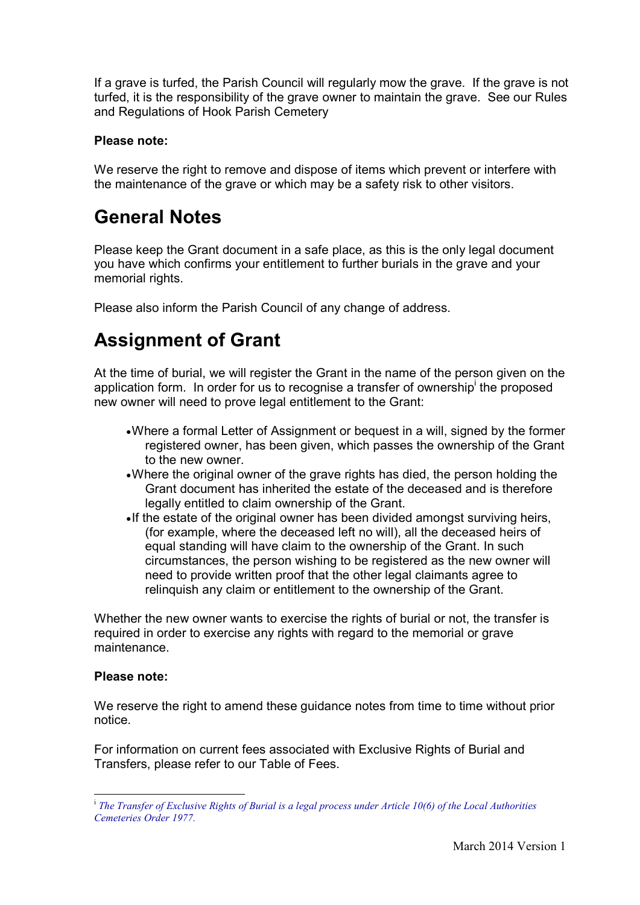If a grave is turfed, the Parish Council will regularly mow the grave. If the grave is not turfed, it is the responsibility of the grave owner to maintain the grave. See our Rules and Regulations of Hook Parish Cemetery

**Please note:**

We reserve the right to remove and dispose of items which prevent or interfere with the maintenance of the grave or which may be a safety risk to other visitors.

# General Notes

Please keep the Grant document in a safe place, as this is the only legal document you have which confirms your entitlement to further burials in the grave and your memorial rights.

Please also inform the Parish Council of any change of address.

# Assignment of Grant

At the time of burial, we will register the Grant in the name of the person given on the application form. In order for us to recognise a transfer of ownership[i] the proposed new owner will need to prove legal entitlement to the Grant:

- Where a formal Letter of Assignment or bequest in a will, signed by the former registered owner, has been given, which passes the ownership of the Grant to the new owner.
- Where the original owner of the grave rights has died, the person holding the Grant document has inherited the estate of the deceased and is therefore legally entitled to claim ownership of the Grant.
- If the estate of the original owner has been divided amongst surviving heirs, (for example, where the deceased left no will), all the deceased heirs of equal standing will have claim to the ownership of the Grant. In such circumstances, the person wishing to be registered as the new owner will need to provide written proof that the other legal claimants agree to relinquish any claim or entitlement to the ownership of the Grant.

Whether the new owner wants to exercise the rights of burial or not, the transfer is required in order to exercise any rights with regard to the memorial or grave maintenance.

**Please note:**

We reserve the right to amend these guidance notes from time to time without prior notice.

For information on current fees associated with Exclusive Rights of Burial and Transfers, please refer to our Table of Fees.

---

[i] *The Transfer of Exclusive Rights of Burial is a legal process under Article 10(6) of the Local Authorities Cemeteries Order 1977.*

March 2014 Version 1